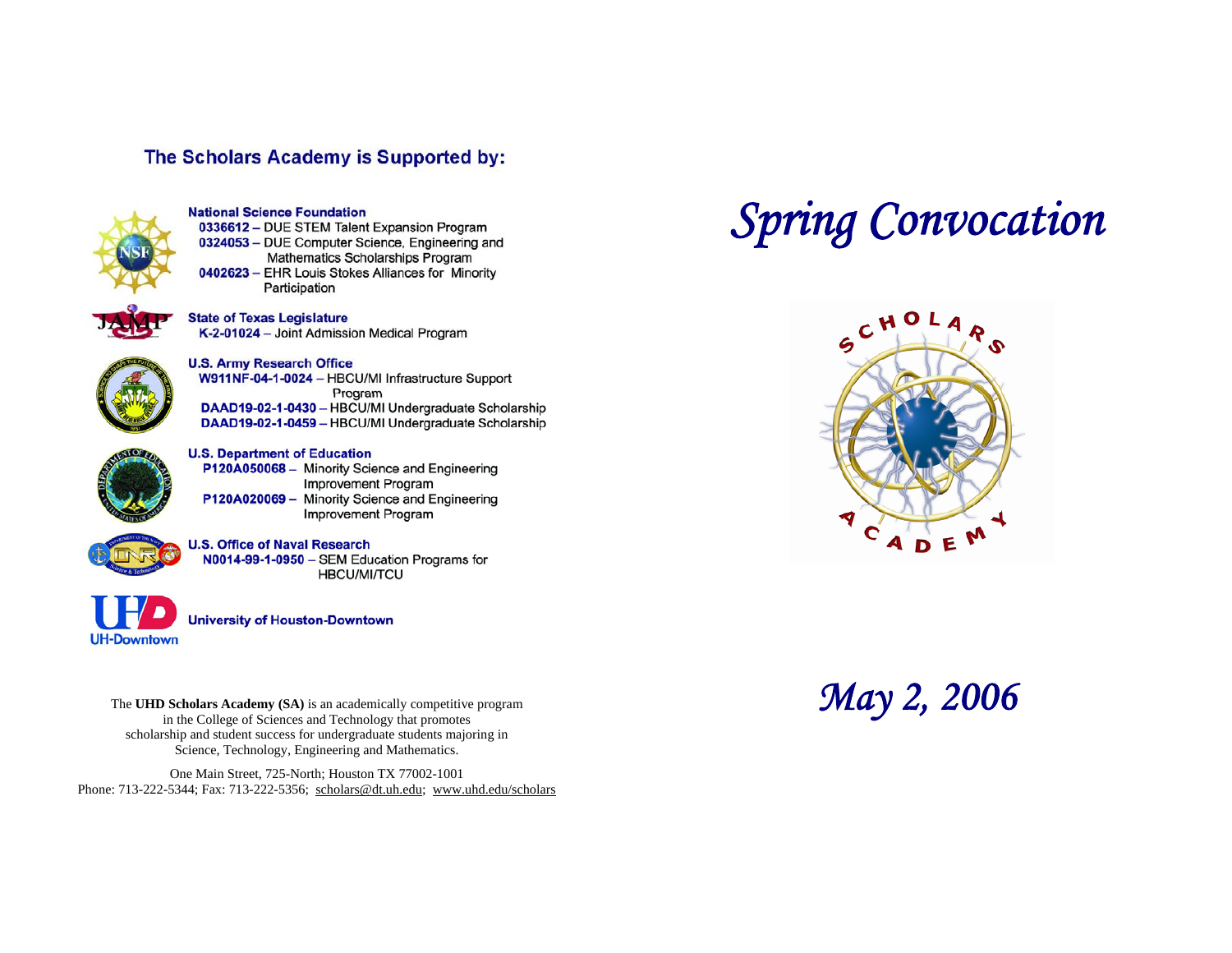## The Scholars Academy is Supported by:

**National Science Foundation**
- **0336612** – DUE STEM Talent Expansion Program
- **0324053** – DUE Computer Science, Engineering and Mathematics Scholarships Program
- **0402623** – EHR Louis Stokes Alliances for Minority Participation

**State of Texas Legislature**
- **K-2-01024** – Joint Admission Medical Program

**U.S. Army Research Office**
- **W911NF-04-1-0024** – HBCU/MI Infrastructure Support Program
- **DAAD19-02-1-0430** – HBCU/MI Undergraduate Scholarship
- **DAAD19-02-1-0459** – HBCU/MI Undergraduate Scholarship

**U.S. Department of Education**
- **P120A050068** – Minority Science and Engineering Improvement Program
- **P120A020069** – Minority Science and Engineering Improvement Program

**U.S. Office of Naval Research**
- **N0014-99-1-0950** – SEM Education Programs for HBCU/MI/TCU

**University of Houston-Downtown**

The **UHD Scholars Academy (SA)** is an academically competitive program in the College of Sciences and Technology that promotes scholarship and student success for undergraduate students majoring in Science, Technology, Engineering and Mathematics.

One Main Street, 725-North; Houston TX 77002-1001
Phone: 713-222-5344; Fax: 713-222-5356; scholars@dt.uh.edu; www.uhd.edu/scholars

# *Spring Convocation*

SCHOLARS ACADEMY

## *May 2, 2006*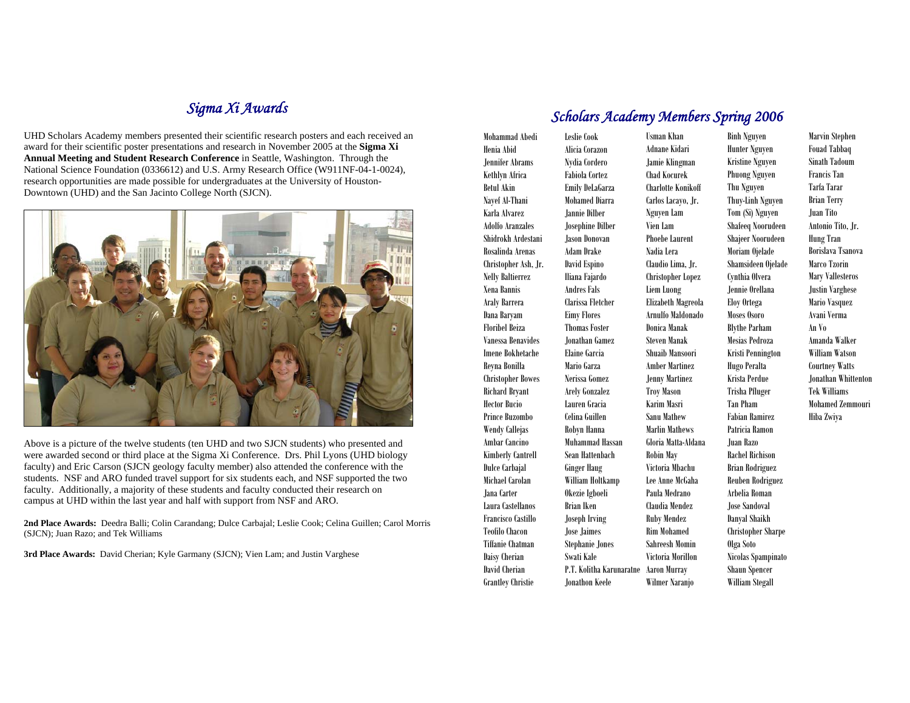## *Sigma Xi Awards*

UHD Scholars Academy members presented their scientific research posters and each received an award for their scientific poster presentations and research in November 2005 at the **Sigma Xi Annual Meeting and Student Research Conference** in Seattle, Washington. Through the National Science Foundation (0336612) and U.S. Army Research Office (W911NF-04-1-0024), research opportunities are made possible for undergraduates at the University of Houston-Downtown (UHD) and the San Jacinto College North (SJCN).

Above is a picture of the twelve students (ten UHD and two SJCN students) who presented and were awarded second or third place at the Sigma Xi Conference. Drs. Phil Lyons (UHD biology faculty) and Eric Carson (SJCN geology faculty member) also attended the conference with the students. NSF and ARO funded travel support for six students each, and NSF supported the two faculty. Additionally, a majority of these students and faculty conducted their research on campus at UHD within the last year and half with support from NSF and ARO.

**2nd Place Awards:** Deedra Balli; Colin Carandang; Dulce Carbajal; Leslie Cook; Celina Guillen; Carol Morris (SJCN); Juan Razo; and Tek Williams

**3rd Place Awards:** David Cherian; Kyle Garmany (SJCN); Vien Lam; and Justin Varghese

## *Scholars Academy Members Spring 2006*

Mohammad Abedi
Ilenia Abid
Jennifer Abrams
Kethlyn Africa
Betul Akin
Nayef Al-Thani
Karla Alvarez
Adolfo Aranzales
Shidrokh Ardestani
Rosalinda Arenas
Christopher Ash, Jr.
Nelly Baltierrez
Xena Bannis
Araly Barrera
Dana Baryam
Floribel Beiza
Vanessa Benavides
Imene Bokhetache
Reyna Bonilla
Christopher Bowes
Richard Bryant
Hector Bucio
Prince Buzombo
Wendy Callejas
Ambar Cancino
Kimberly Cantrell
Dulce Carbajal
Michael Carolan
Jana Carter
Laura Castellanos
Francisco Castillo
Teofilo Chacon
Tiffanie Chatman
Daisy Cherian
David Cherian
Grantley Christie
Leslie Cook
Alicia Corazon
Nydia Cordero
Fabiola Cortez
Emily DeLaGarza
Mohamed Diarra
Jannie Dilber
Josephine Dilber
Jason Donovan
Adam Drake
David Espino
Iliana Fajardo
Andres Fals
Clarissa Fletcher
Eimy Flores
Thomas Foster
Jonathan Gamez
Elaine Garcia
Mario Garza
Nerissa Gomez
Arely Gonzalez
Lauren Gracia
Celina Guillen
Robyn Hanna
Muhammad Hassan
Sean Hattenbach
Ginger Haug
William Holtkamp
Okezie Igboeli
Brian Iken
Joseph Irving
Jose Jaimes
Stephanie Jones
Swati Kale
P.T. Kolitha Karunaratne
Jonathon Keele
Usman Khan
Adnane Kidari
Jamie Klingman
Chad Kocurek
Charlotte Konikoff
Carlos Lacayo, Jr.
Nguyen Lam
Vien Lam
Phoebe Laurent
Nadia Lera
Claudio Lima, Jr.
Christopher Lopez
Liem Luong
Elizabeth Magreola
Arnulfo Maldonado
Donica Manak
Steven Manak
Shuaib Mansoori
Amber Martinez
Jenny Martinez
Troy Mason
Karim Masri
Sanu Mathew
Marlin Mathews
Gloria Matta-Aldana
Robin May
Victoria Mbachu
Lee Anne McGaha
Paula Medrano
Claudia Mendez
Ruby Mendez
Rim Mohamed
Sahreesh Momin
Victoria Morillon
Aaron Murray
Wilmer Naranjo
Binh Nguyen
Hunter Nguyen
Kristine Nguyen
Phuong Nguyen
Thu Nguyen
Thuy-Linh Nguyen
Tom (Si) Nguyen
Shafeeq Noorudeen
Shajeer Noorudeen
Moriam Ojelade
Shamsideen Ojelade
Cynthia Olvera
Jennie Orellana
Eloy Ortega
Moses Osoro
Blythe Parham
Mesias Pedroza
Kristi Pennington
Hugo Peralta
Krista Perdue
Trisha Pfluger
Tan Pham
Fabian Ramirez
Patricia Ramon
Juan Razo
Rachel Richison
Brian Rodriguez
Reuben Rodriguez
Arbelia Roman
Jose Sandoval
Danyal Shaikh
Christopher Sharpe
Olga Soto
Nicolas Spampinato
Shaun Spencer
William Stegall
Marvin Stephen
Fouad Tabbaq
Sinath Tadoum
Francis Tan
Tarfa Tarar
Brian Terry
Juan Tito
Antonio Tito, Jr.
Hung Tran
Borislava Tsanova
Marco Tzorin
Mary Vallesteros
Justin Varghese
Mario Vasquez
Avani Verma
An Vo
Amanda Walker
William Watson
Courtney Watts
Jonathan Whittenton
Tek Williams
Mohamed Zemmouri
Hiba Zwiya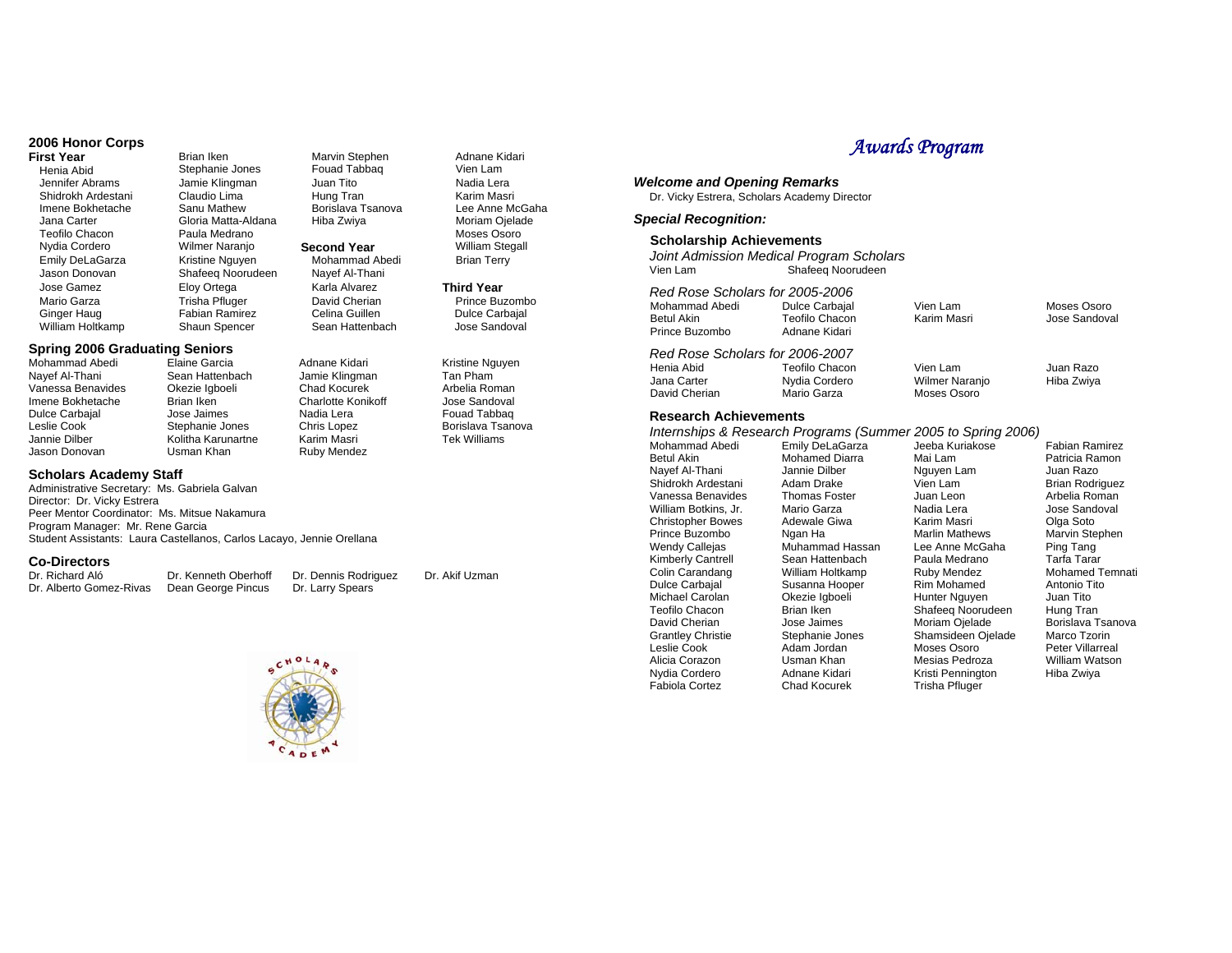## 2006 Honor Corps

### First Year

Henia Abid
Jennifer Abrams
Shidrokh Ardestani
Imene Bokhetache
Jana Carter
Teofilo Chacon
Nydia Cordero
Emily DeLaGarza
Jason Donovan
Jose Gamez
Mario Garza
Ginger Haug
William Holtkamp
Brian Iken
Stephanie Jones
Jamie Klingman
Claudio Lima
Sanu Mathew
Gloria Matta-Aldana
Paula Medrano
Wilmer Naranjo
Kristine Nguyen
Shafeeq Noorudeen
Eloy Ortega
Trisha Pfluger
Fabian Ramirez
Shaun Spencer
Marvin Stephen
Fouad Tabbaq
Juan Tito
Hung Tran
Borislava Tsanova
Hiba Zwiya

### Second Year

Mohammad Abedi
Nayef Al-Thani
Karla Alvarez
David Cherian
Celina Guillen
Sean Hattenbach
Adnane Kidari
Vien Lam
Nadia Lera
Karim Masri
Lee Anne McGaha
Moriam Ojelade
Moses Osoro
William Stegall
Brian Terry

### Third Year

Prince Buzombo
Dulce Carbajal
Jose Sandoval

## Spring 2006 Graduating Seniors

Mohammad Abedi
Nayef Al-Thani
Vanessa Benavides
Imene Bokhetache
Dulce Carbajal
Leslie Cook
Jannie Dilber
Jason Donovan
Elaine Garcia
Sean Hattenbach
Okezie Igboeli
Brian Iken
Jose Jaimes
Stephanie Jones
Kolitha Karunartne
Usman Khan
Adnane Kidari
Jamie Klingman
Chad Kocurek
Charlotte Konikoff
Nadia Lera
Chris Lopez
Karim Masri
Ruby Mendez
Kristine Nguyen
Tan Pham
Arbelia Roman
Jose Sandoval
Fouad Tabbaq
Borislava Tsanova
Tek Williams

## Scholars Academy Staff

Administrative Secretary: Ms. Gabriela Galvan
Director: Dr. Vicky Estrera
Peer Mentor Coordinator: Ms. Mitsue Nakamura
Program Manager: Mr. Rene Garcia
Student Assistants: Laura Castellanos, Carlos Lacayo, Jennie Orellana

## Co-Directors

Dr. Richard Aló
Dr. Alberto Gomez-Rivas
Dr. Kenneth Oberhoff
Dean George Pincus
Dr. Dennis Rodriguez
Dr. Larry Spears
Dr. Akif Uzman

# *Awards Program*

### *Welcome and Opening Remarks*

Dr. Vicky Estrera, Scholars Academy Director

### *Special Recognition:*

#### Scholarship Achievements

*Joint Admission Medical Program Scholars*

Vien Lam
Shafeeq Noorudeen

*Red Rose Scholars for 2005-2006*

Mohammad Abedi
Betul Akin
Prince Buzombo
Dulce Carbajal
Teofilo Chacon
Adnane Kidari
Vien Lam
Karim Masri
Moses Osoro
Jose Sandoval

*Red Rose Scholars for 2006-2007*

Henia Abid
Jana Carter
David Cherian
Teofilo Chacon
Nydia Cordero
Mario Garza
Vien Lam
Wilmer Naranjo
Moses Osoro
Juan Razo
Hiba Zwiya

#### Research Achievements

*Internships & Research Programs (Summer 2005 to Spring 2006)*

Mohammad Abedi
Betul Akin
Nayef Al-Thani
Shidrokh Ardestani
Vanessa Benavides
William Botkins, Jr.
Christopher Bowes
Prince Buzombo
Wendy Callejas
Kimberly Cantrell
Colin Carandang
Dulce Carbajal
Michael Carolan
Teofilo Chacon
David Cherian
Grantley Christie
Leslie Cook
Alicia Corazon
Nydia Cordero
Fabiola Cortez
Emily DeLaGarza
Mohamed Diarra
Jannie Dilber
Adam Drake
Thomas Foster
Mario Garza
Adewale Giwa
Ngan Ha
Muhammad Hassan
Sean Hattenbach
William Holtkamp
Susanna Hooper
Okezie Igboeli
Brian Iken
Jose Jaimes
Stephanie Jones
Adam Jordan
Usman Khan
Adnane Kidari
Chad Kocurek
Jeeba Kuriakose
Mai Lam
Nguyen Lam
Vien Lam
Juan Leon
Nadia Lera
Karim Masri
Marlin Mathews
Lee Anne McGaha
Paula Medrano
Ruby Mendez
Rim Mohamed
Hunter Nguyen
Shafeeq Noorudeen
Moriam Ojelade
Shamsideen Ojelade
Moses Osoro
Mesias Pedroza
Kristi Pennington
Trisha Pfluger
Fabian Ramirez
Patricia Ramon
Juan Razo
Brian Rodriguez
Arbelia Roman
Jose Sandoval
Olga Soto
Marvin Stephen
Ping Tang
Tarfa Tarar
Mohamed Temnati
Antonio Tito
Juan Tito
Hung Tran
Borislava Tsanova
Marco Tzorin
Peter Villarreal
William Watson
Hiba Zwiya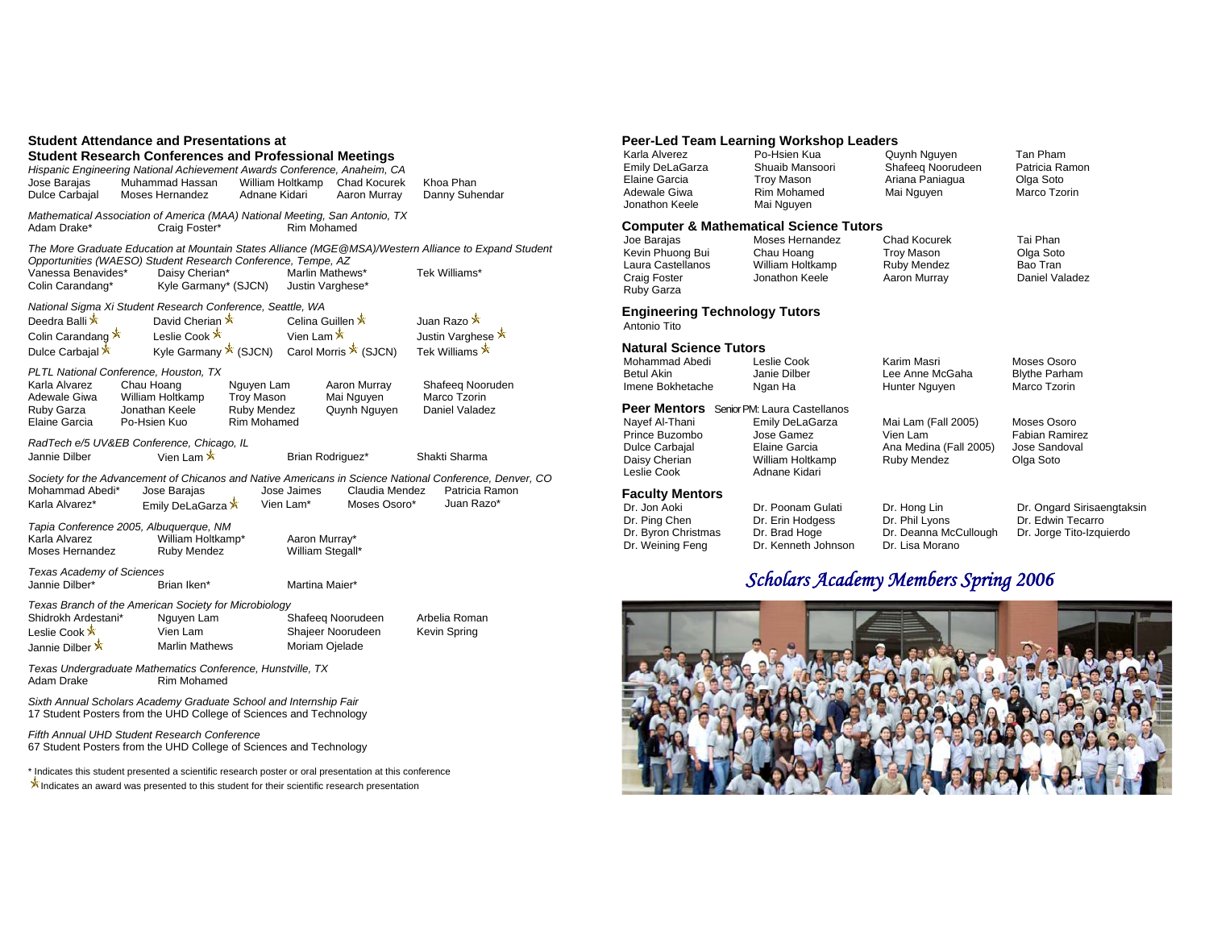## Student Attendance and Presentations at Student Research Conferences and Professional Meetings

*Hispanic Engineering National Achievement Awards Conference, Anaheim, CA*

Jose Barajas, Dulce Carbajal, Muhammad Hassan, Moses Hernandez, William Holtkamp, Adnane Kidari, Chad Kocurek, Aaron Murray, Khoa Phan, Danny Suhendar

*Mathematical Association of America (MAA) National Meeting, San Antonio, TX*

Adam Drake*, Craig Foster*, Rim Mohamed

*The More Graduate Education at Mountain States Alliance (MGE@MSA)/Western Alliance to Expand Student Opportunities (WAESO) Student Research Conference, Tempe, AZ*

Vanessa Benavides*, Colin Carandang*, Daisy Cherian*, Kyle Garmany* (SJCN), Marlin Mathews*, Justin Varghese*, Tek Williams*

*National Sigma Xi Student Research Conference, Seattle, WA*

Deedra Balli ★, Colin Carandang ★, Dulce Carbajal ★, David Cherian ★, Leslie Cook ★, Kyle Garmany ★ (SJCN), Celina Guillen ★, Vien Lam ★, Carol Morris ★ (SJCN), Juan Razo ★, Justin Varghese ★, Tek Williams ★

*PLTL National Conference, Houston, TX*

Karla Alvarez, Adewale Giwa, Ruby Garza, Elaine Garcia, Chau Hoang, William Holtkamp, Jonathan Keele, Po-Hsien Kuo, Nguyen Lam, Troy Mason, Ruby Mendez, Rim Mohamed, Aaron Murray, Mai Nguyen, Quynh Nguyen, Shafeeq Nooruden, Marco Tzorin, Daniel Valadez

*RadTech e/5 UV&EB Conference, Chicago, IL*

Jannie Dilber, Vien Lam ★, Brian Rodriguez*, Shakti Sharma

*Society for the Advancement of Chicanos and Native Americans in Science National Conference, Denver, CO*

Mohammad Abedi*, Karla Alvarez*, Jose Barajas, Emily DeLaGarza ★, Jose Jaimes, Vien Lam*, Claudia Mendez, Moses Osoro*, Patricia Ramon, Juan Razo*

*Tapia Conference 2005, Albuquerque, NM*

Karla Alvarez, Moses Hernandez, William Holtkamp*, Ruby Mendez, Aaron Murray*, William Stegall*

*Texas Academy of Sciences*

Jannie Dilber*, Brian Iken*, Martina Maier*

*Texas Branch of the American Society for Microbiology*

Shidrokh Ardestani*, Leslie Cook ★, Jannie Dilber ★, Nguyen Lam, Vien Lam, Marlin Mathews, Shafeeq Noorudeen, Shajeer Noorudeen, Moriam Ojelade, Arbelia Roman, Kevin Spring

*Texas Undergraduate Mathematics Conference, Hunstville, TX*

Adam Drake, Rim Mohamed

*Sixth Annual Scholars Academy Graduate School and Internship Fair*

17 Student Posters from the UHD College of Sciences and Technology

*Fifth Annual UHD Student Research Conference*

67 Student Posters from the UHD College of Sciences and Technology

\* Indicates this student presented a scientific research poster or oral presentation at this conference

★ Indicates an award was presented to this student for their scientific research presentation

## Peer-Led Team Learning Workshop Leaders

Karla Alverez, Emily DeLaGarza, Elaine Garcia, Adewale Giwa, Jonathon Keele, Po-Hsien Kua, Shuaib Mansoori, Troy Mason, Rim Mohamed, Mai Nguyen, Quynh Nguyen, Shafeeq Noorudeen, Ariana Paniagua, Mai Nguyen, Tan Pham, Patricia Ramon, Olga Soto, Marco Tzorin

## Computer & Mathematical Science Tutors

Joe Barajas, Kevin Phuong Bui, Laura Castellanos, Craig Foster, Ruby Garza, Moses Hernandez, Chau Hoang, William Holtkamp, Jonathon Keele, Chad Kocurek, Troy Mason, Ruby Mendez, Aaron Murray, Tai Phan, Olga Soto, Bao Tran, Daniel Valadez

## Engineering Technology Tutors

Antonio Tito

## Natural Science Tutors

Mohammad Abedi, Betul Akin, Imene Bokhetache, Leslie Cook, Janie Dilber, Ngan Ha, Karim Masri, Lee Anne McGaha, Hunter Nguyen, Moses Osoro, Blythe Parham, Marco Tzorin

## Peer Mentors

Senior PM: Laura Castellanos

Nayef Al-Thani, Prince Buzombo, Dulce Carbajal, Daisy Cherian, Leslie Cook, Emily DeLaGarza, Jose Gamez, Elaine Garcia, William Holtkamp, Adnane Kidari, Mai Lam (Fall 2005), Vien Lam, Ana Medina (Fall 2005), Ruby Mendez, Moses Osoro, Fabian Ramirez, Jose Sandoval, Olga Soto

## Faculty Mentors

Dr. Jon Aoki, Dr. Ping Chen, Dr. Byron Christmas, Dr. Weining Feng, Dr. Poonam Gulati, Dr. Erin Hodgess, Dr. Brad Hoge, Dr. Kenneth Johnson, Dr. Hong Lin, Dr. Phil Lyons, Dr. Deanna McCullough, Dr. Lisa Morano, Dr. Ongard Sirisaengtaksin, Dr. Edwin Tecarro, Dr. Jorge Tito-Izquierdo

*Scholars Academy Members Spring 2006*